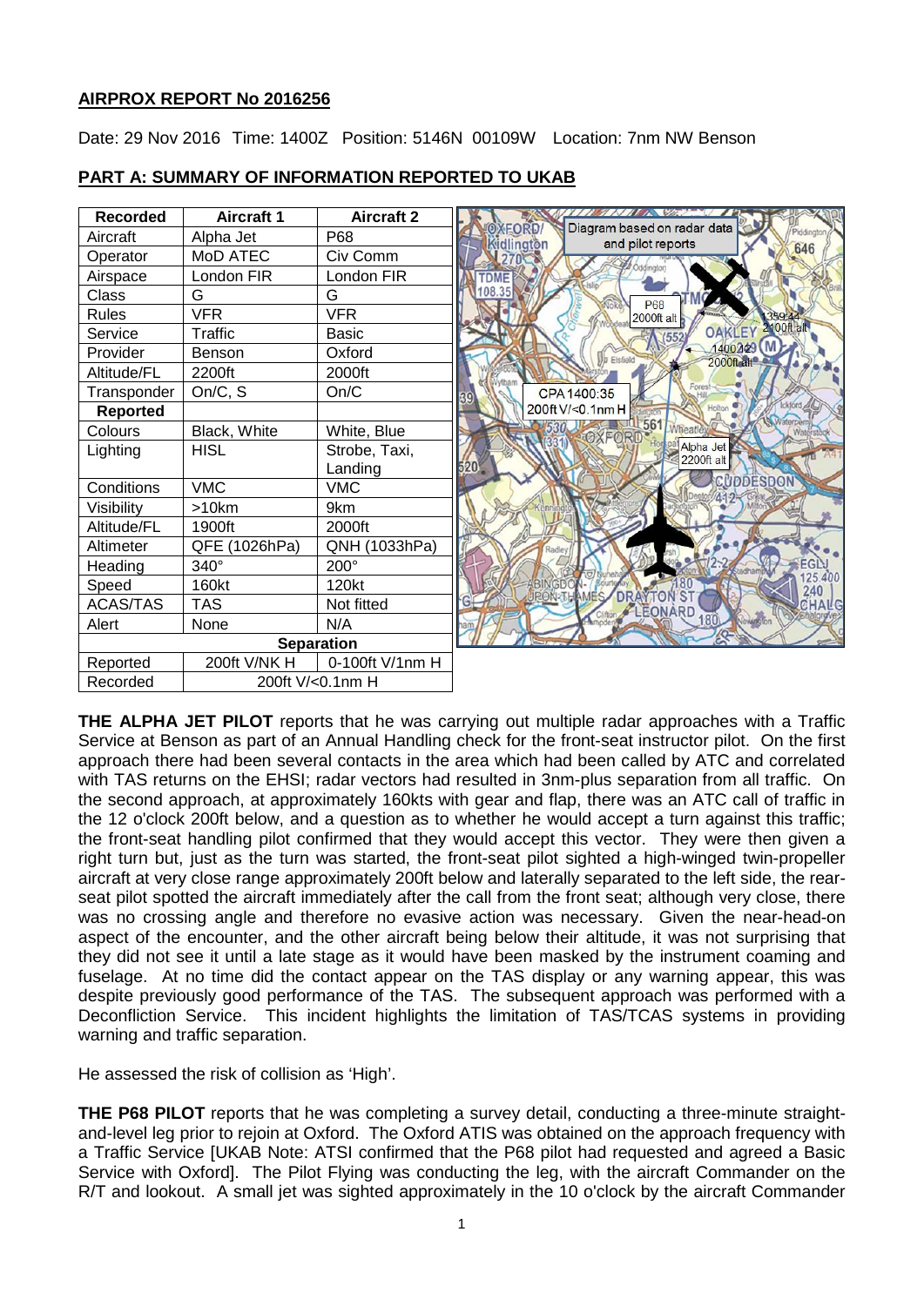## AIRPROX REPORT No 2016256

Date: 29 Nov 2016 Time: 1400Z Position: 5146N 00109W Location: 7nm NW Benson

## PART A: SUMMARY OF INFORMATION REPORTED TO UKAB

| Recorded | Aircraft 1 | Aircraft 2 |
|---|---|---|
| Aircraft | Alpha Jet | P68 |
| Operator | MoD ATEC | Civ Comm |
| Airspace | London FIR | London FIR |
| Class | G | G |
| Rules | VFR | VFR |
| Service | Traffic | Basic |
| Provider | Benson | Oxford |
| Altitude/FL | 2200ft | 2000ft |
| Transponder | On/C, S | On/C |
| **Reported** | | |
| Colours | Black, White | White, Blue |
| Lighting | HISL | Strobe, Taxi, Landing |
| Conditions | VMC | VMC |
| Visibility | >10km | 9km |
| Altitude/FL | 1900ft | 2000ft |
| Altimeter | QFE (1026hPa) | QNH (1033hPa) |
| Heading | 340° | 200° |
| Speed | 160kt | 120kt |
| ACAS/TAS | TAS | Not fitted |
| Alert | None | N/A |
| **Separation** | | |
| Reported | 200ft V/NK H | 0-100ft V/1nm H |
| Recorded | 200ft V/<0.1nm H | |

Diagram based on radar data and pilot reports

**THE ALPHA JET PILOT** reports that he was carrying out multiple radar approaches with a Traffic Service at Benson as part of an Annual Handling check for the front-seat instructor pilot. On the first approach there had been several contacts in the area which had been called by ATC and correlated with TAS returns on the EHSI; radar vectors had resulted in 3nm-plus separation from all traffic. On the second approach, at approximately 160kts with gear and flap, there was an ATC call of traffic in the 12 o'clock 200ft below, and a question as to whether he would accept a turn against this traffic; the front-seat handling pilot confirmed that they would accept this vector. They were then given a right turn but, just as the turn was started, the front-seat pilot sighted a high-winged twin-propeller aircraft at very close range approximately 200ft below and laterally separated to the left side, the rear-seat pilot spotted the aircraft immediately after the call from the front seat; although very close, there was no crossing angle and therefore no evasive action was necessary. Given the near-head-on aspect of the encounter, and the other aircraft being below their altitude, it was not surprising that they did not see it until a late stage as it would have been masked by the instrument coaming and fuselage. At no time did the contact appear on the TAS display or any warning appear, this was despite previously good performance of the TAS. The subsequent approach was performed with a Deconfliction Service. This incident highlights the limitation of TAS/TCAS systems in providing warning and traffic separation.

He assessed the risk of collision as 'High'.

**THE P68 PILOT** reports that he was completing a survey detail, conducting a three-minute straight-and-level leg prior to rejoin at Oxford. The Oxford ATIS was obtained on the approach frequency with a Traffic Service [UKAB Note: ATSI confirmed that the P68 pilot had requested and agreed a Basic Service with Oxford]. The Pilot Flying was conducting the leg, with the aircraft Commander on the R/T and lookout. A small jet was sighted approximately in the 10 o'clock by the aircraft Commander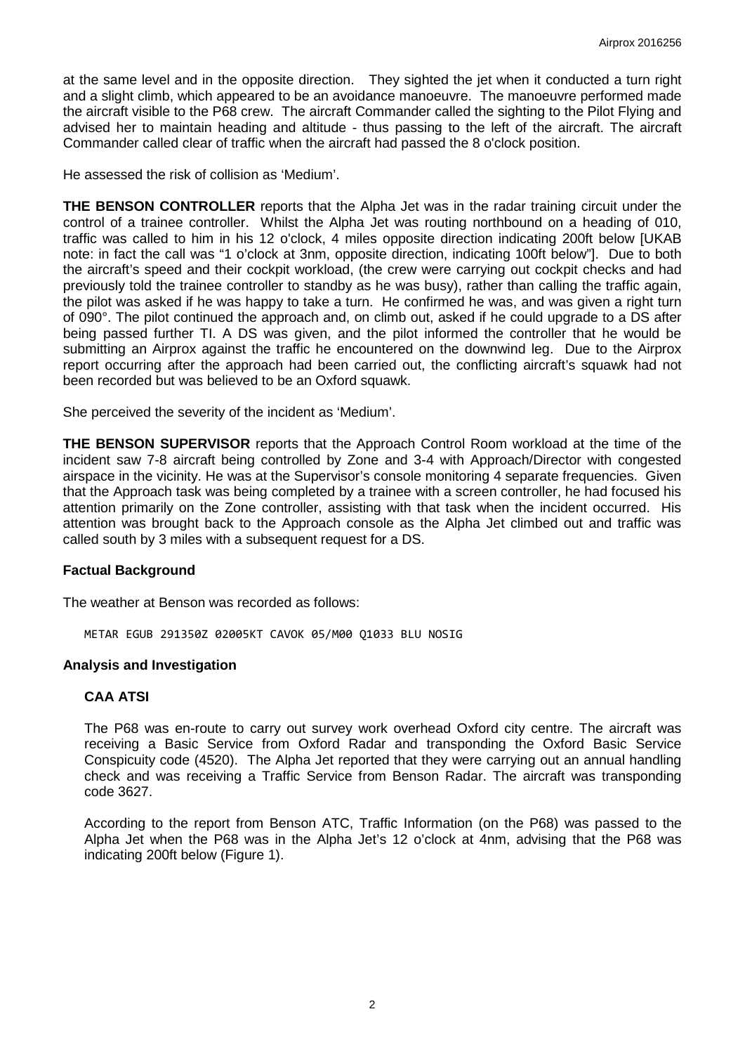at the same level and in the opposite direction. They sighted the jet when it conducted a turn right and a slight climb, which appeared to be an avoidance manoeuvre. The manoeuvre performed made the aircraft visible to the P68 crew. The aircraft Commander called the sighting to the Pilot Flying and advised her to maintain heading and altitude - thus passing to the left of the aircraft. The aircraft Commander called clear of traffic when the aircraft had passed the 8 o'clock position.

He assessed the risk of collision as 'Medium'.

**THE BENSON CONTROLLER** reports that the Alpha Jet was in the radar training circuit under the control of a trainee controller. Whilst the Alpha Jet was routing northbound on a heading of 010, traffic was called to him in his 12 o'clock, 4 miles opposite direction indicating 200ft below [UKAB note: in fact the call was "1 o'clock at 3nm, opposite direction, indicating 100ft below"]. Due to both the aircraft's speed and their cockpit workload, (the crew were carrying out cockpit checks and had previously told the trainee controller to standby as he was busy), rather than calling the traffic again, the pilot was asked if he was happy to take a turn. He confirmed he was, and was given a right turn of 090°. The pilot continued the approach and, on climb out, asked if he could upgrade to a DS after being passed further TI. A DS was given, and the pilot informed the controller that he would be submitting an Airprox against the traffic he encountered on the downwind leg. Due to the Airprox report occurring after the approach had been carried out, the conflicting aircraft's squawk had not been recorded but was believed to be an Oxford squawk.

She perceived the severity of the incident as 'Medium'.

**THE BENSON SUPERVISOR** reports that the Approach Control Room workload at the time of the incident saw 7-8 aircraft being controlled by Zone and 3-4 with Approach/Director with congested airspace in the vicinity. He was at the Supervisor's console monitoring 4 separate frequencies. Given that the Approach task was being completed by a trainee with a screen controller, he had focused his attention primarily on the Zone controller, assisting with that task when the incident occurred. His attention was brought back to the Approach console as the Alpha Jet climbed out and traffic was called south by 3 miles with a subsequent request for a DS.

## Factual Background

The weather at Benson was recorded as follows:

```
METAR EGUB 291350Z 02005KT CAVOK 05/M00 Q1033 BLU NOSIG
```

## Analysis and Investigation

### CAA ATSI

The P68 was en-route to carry out survey work overhead Oxford city centre. The aircraft was receiving a Basic Service from Oxford Radar and transponding the Oxford Basic Service Conspicuity code (4520). The Alpha Jet reported that they were carrying out an annual handling check and was receiving a Traffic Service from Benson Radar. The aircraft was transponding code 3627.

According to the report from Benson ATC, Traffic Information (on the P68) was passed to the Alpha Jet when the P68 was in the Alpha Jet's 12 o'clock at 4nm, advising that the P68 was indicating 200ft below (Figure 1).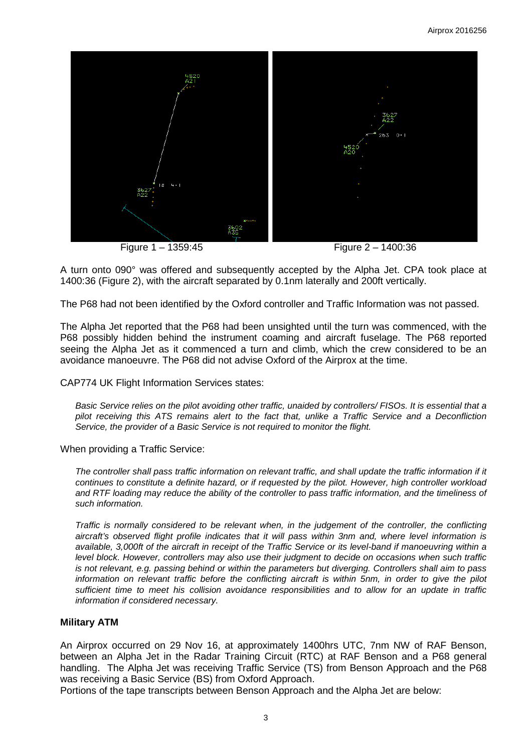Figure 1 – 1359:45

Figure 2 – 1400:36

A turn onto 090° was offered and subsequently accepted by the Alpha Jet. CPA took place at 1400:36 (Figure 2), with the aircraft separated by 0.1nm laterally and 200ft vertically.

The P68 had not been identified by the Oxford controller and Traffic Information was not passed.

The Alpha Jet reported that the P68 had been unsighted until the turn was commenced, with the P68 possibly hidden behind the instrument coaming and aircraft fuselage. The P68 reported seeing the Alpha Jet as it commenced a turn and climb, which the crew considered to be an avoidance manoeuvre. The P68 did not advise Oxford of the Airprox at the time.

CAP774 UK Flight Information Services states:

*Basic Service relies on the pilot avoiding other traffic, unaided by controllers/ FISOs. It is essential that a pilot receiving this ATS remains alert to the fact that, unlike a Traffic Service and a Deconfliction Service, the provider of a Basic Service is not required to monitor the flight.*

When providing a Traffic Service:

*The controller shall pass traffic information on relevant traffic, and shall update the traffic information if it continues to constitute a definite hazard, or if requested by the pilot. However, high controller workload and RTF loading may reduce the ability of the controller to pass traffic information, and the timeliness of such information.*

*Traffic is normally considered to be relevant when, in the judgement of the controller, the conflicting aircraft's observed flight profile indicates that it will pass within 3nm and, where level information is available, 3,000ft of the aircraft in receipt of the Traffic Service or its level-band if manoeuvring within a level block. However, controllers may also use their judgment to decide on occasions when such traffic is not relevant, e.g. passing behind or within the parameters but diverging. Controllers shall aim to pass information on relevant traffic before the conflicting aircraft is within 5nm, in order to give the pilot sufficient time to meet his collision avoidance responsibilities and to allow for an update in traffic information if considered necessary.*

### Military ATM

An Airprox occurred on 29 Nov 16, at approximately 1400hrs UTC, 7nm NW of RAF Benson, between an Alpha Jet in the Radar Training Circuit (RTC) at RAF Benson and a P68 general handling. The Alpha Jet was receiving Traffic Service (TS) from Benson Approach and the P68 was receiving a Basic Service (BS) from Oxford Approach.

Portions of the tape transcripts between Benson Approach and the Alpha Jet are below: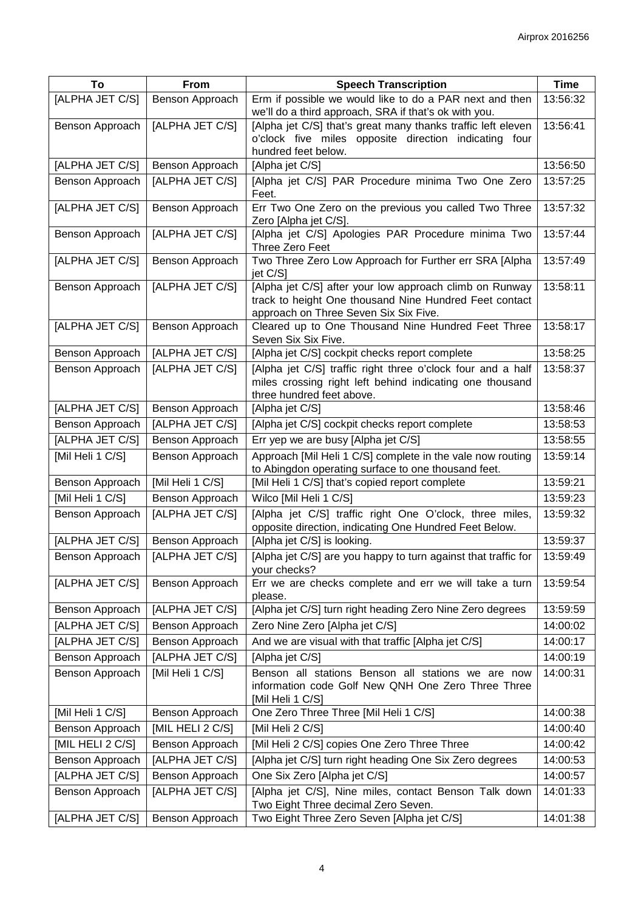| To | From | Speech Transcription | Time |
|---|---|---|---|
| [ALPHA JET C/S] | Benson Approach | Erm if possible we would like to do a PAR next and then we'll do a third approach, SRA if that's ok with you. | 13:56:32 |
| Benson Approach | [ALPHA JET C/S] | [Alpha jet C/S] that's great many thanks traffic left eleven o'clock five miles opposite direction indicating four hundred feet below. | 13:56:41 |
| [ALPHA JET C/S] | Benson Approach | [Alpha jet C/S] | 13:56:50 |
| Benson Approach | [ALPHA JET C/S] | [Alpha jet C/S] PAR Procedure minima Two One Zero Feet. | 13:57:25 |
| [ALPHA JET C/S] | Benson Approach | Err Two One Zero on the previous you called Two Three Zero [Alpha jet C/S]. | 13:57:32 |
| Benson Approach | [ALPHA JET C/S] | [Alpha jet C/S] Apologies PAR Procedure minima Two Three Zero Feet | 13:57:44 |
| [ALPHA JET C/S] | Benson Approach | Two Three Zero Low Approach for Further err SRA [Alpha jet C/S] | 13:57:49 |
| Benson Approach | [ALPHA JET C/S] | [Alpha jet C/S] after your low approach climb on Runway track to height One thousand Nine Hundred Feet contact approach on Three Seven Six Six Five. | 13:58:11 |
| [ALPHA JET C/S] | Benson Approach | Cleared up to One Thousand Nine Hundred Feet Three Seven Six Six Five. | 13:58:17 |
| Benson Approach | [ALPHA JET C/S] | [Alpha jet C/S] cockpit checks report complete | 13:58:25 |
| Benson Approach | [ALPHA JET C/S] | [Alpha jet C/S] traffic right three o'clock four and a half miles crossing right left behind indicating one thousand three hundred feet above. | 13:58:37 |
| [ALPHA JET C/S] | Benson Approach | [Alpha jet C/S] | 13:58:46 |
| Benson Approach | [ALPHA JET C/S] | [Alpha jet C/S] cockpit checks report complete | 13:58:53 |
| [ALPHA JET C/S] | Benson Approach | Err yep we are busy [Alpha jet C/S] | 13:58:55 |
| [Mil Heli 1 C/S] | Benson Approach | Approach [Mil Heli 1 C/S] complete in the vale now routing to Abingdon operating surface to one thousand feet. | 13:59:14 |
| Benson Approach | [Mil Heli 1 C/S] | [Mil Heli 1 C/S] that's copied report complete | 13:59:21 |
| [Mil Heli 1 C/S] | Benson Approach | Wilco [Mil Heli 1 C/S] | 13:59:23 |
| Benson Approach | [ALPHA JET C/S] | [Alpha jet C/S] traffic right One O'clock, three miles, opposite direction, indicating One Hundred Feet Below. | 13:59:32 |
| [ALPHA JET C/S] | Benson Approach | [Alpha jet C/S] is looking. | 13:59:37 |
| Benson Approach | [ALPHA JET C/S] | [Alpha jet C/S] are you happy to turn against that traffic for your checks? | 13:59:49 |
| [ALPHA JET C/S] | Benson Approach | Err we are checks complete and err we will take a turn please. | 13:59:54 |
| Benson Approach | [ALPHA JET C/S] | [Alpha jet C/S] turn right heading Zero Nine Zero degrees | 13:59:59 |
| [ALPHA JET C/S] | Benson Approach | Zero Nine Zero [Alpha jet C/S] | 14:00:02 |
| [ALPHA JET C/S] | Benson Approach | And we are visual with that traffic [Alpha jet C/S] | 14:00:17 |
| Benson Approach | [ALPHA JET C/S] | [Alpha jet C/S] | 14:00:19 |
| Benson Approach | [Mil Heli 1 C/S] | Benson all stations Benson all stations we are now information code Golf New QNH One Zero Three Three [Mil Heli 1 C/S] | 14:00:31 |
| [Mil Heli 1 C/S] | Benson Approach | One Zero Three Three [Mil Heli 1 C/S] | 14:00:38 |
| Benson Approach | [MIL HELI 2 C/S] | [Mil Heli 2 C/S] | 14:00:40 |
| [MIL HELI 2 C/S] | Benson Approach | [Mil Heli 2 C/S] copies One Zero Three Three | 14:00:42 |
| Benson Approach | [ALPHA JET C/S] | [Alpha jet C/S] turn right heading One Six Zero degrees | 14:00:53 |
| [ALPHA JET C/S] | Benson Approach | One Six Zero [Alpha jet C/S] | 14:00:57 |
| Benson Approach | [ALPHA JET C/S] | [Alpha jet C/S], Nine miles, contact Benson Talk down Two Eight Three decimal Zero Seven. | 14:01:33 |
| [ALPHA JET C/S] | Benson Approach | Two Eight Three Zero Seven [Alpha jet C/S] | 14:01:38 |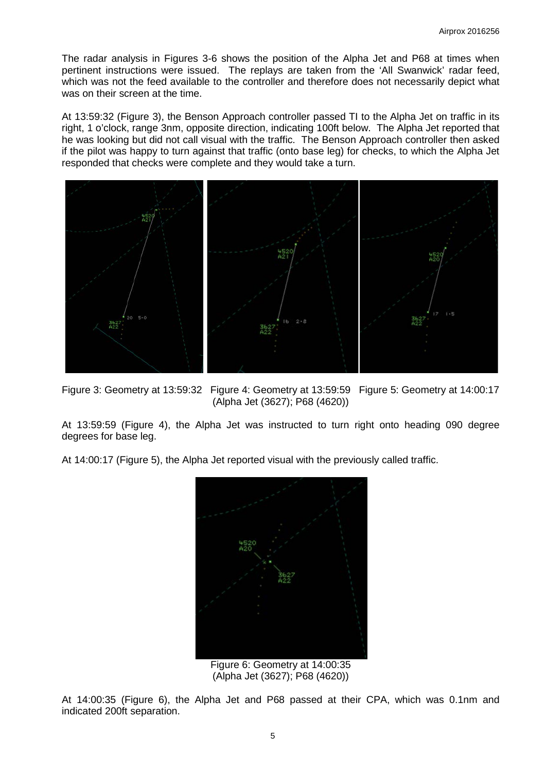The radar analysis in Figures 3-6 shows the position of the Alpha Jet and P68 at times when pertinent instructions were issued. The replays are taken from the 'All Swanwick' radar feed, which was not the feed available to the controller and therefore does not necessarily depict what was on their screen at the time.

At 13:59:32 (Figure 3), the Benson Approach controller passed TI to the Alpha Jet on traffic in its right, 1 o'clock, range 3nm, opposite direction, indicating 100ft below. The Alpha Jet reported that he was looking but did not call visual with the traffic. The Benson Approach controller then asked if the pilot was happy to turn against that traffic (onto base leg) for checks, to which the Alpha Jet responded that checks were complete and they would take a turn.

Figure 3: Geometry at 13:59:32   Figure 4: Geometry at 13:59:59   Figure 5: Geometry at 14:00:17
(Alpha Jet (3627); P68 (4620))

At 13:59:59 (Figure 4), the Alpha Jet was instructed to turn right onto heading 090 degree degrees for base leg.

At 14:00:17 (Figure 5), the Alpha Jet reported visual with the previously called traffic.

Figure 6: Geometry at 14:00:35
(Alpha Jet (3627); P68 (4620))

At 14:00:35 (Figure 6), the Alpha Jet and P68 passed at their CPA, which was 0.1nm and indicated 200ft separation.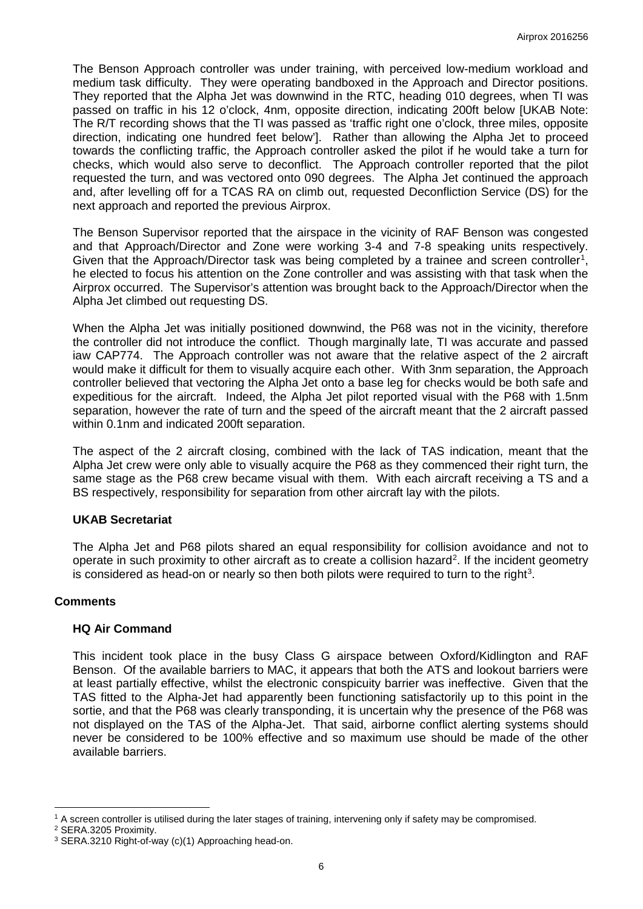The Benson Approach controller was under training, with perceived low-medium workload and medium task difficulty. They were operating bandboxed in the Approach and Director positions. They reported that the Alpha Jet was downwind in the RTC, heading 010 degrees, when TI was passed on traffic in his 12 o'clock, 4nm, opposite direction, indicating 200ft below [UKAB Note: The R/T recording shows that the TI was passed as 'traffic right one o'clock, three miles, opposite direction, indicating one hundred feet below']. Rather than allowing the Alpha Jet to proceed towards the conflicting traffic, the Approach controller asked the pilot if he would take a turn for checks, which would also serve to deconflict. The Approach controller reported that the pilot requested the turn, and was vectored onto 090 degrees. The Alpha Jet continued the approach and, after levelling off for a TCAS RA on climb out, requested Deconfliction Service (DS) for the next approach and reported the previous Airprox.

The Benson Supervisor reported that the airspace in the vicinity of RAF Benson was congested and that Approach/Director and Zone were working 3-4 and 7-8 speaking units respectively. Given that the Approach/Director task was being completed by a trainee and screen controller[1], he elected to focus his attention on the Zone controller and was assisting with that task when the Airprox occurred. The Supervisor's attention was brought back to the Approach/Director when the Alpha Jet climbed out requesting DS.

When the Alpha Jet was initially positioned downwind, the P68 was not in the vicinity, therefore the controller did not introduce the conflict. Though marginally late, TI was accurate and passed iaw CAP774. The Approach controller was not aware that the relative aspect of the 2 aircraft would make it difficult for them to visually acquire each other. With 3nm separation, the Approach controller believed that vectoring the Alpha Jet onto a base leg for checks would be both safe and expeditious for the aircraft. Indeed, the Alpha Jet pilot reported visual with the P68 with 1.5nm separation, however the rate of turn and the speed of the aircraft meant that the 2 aircraft passed within 0.1nm and indicated 200ft separation.

The aspect of the 2 aircraft closing, combined with the lack of TAS indication, meant that the Alpha Jet crew were only able to visually acquire the P68 as they commenced their right turn, the same stage as the P68 crew became visual with them. With each aircraft receiving a TS and a BS respectively, responsibility for separation from other aircraft lay with the pilots.

### UKAB Secretariat

The Alpha Jet and P68 pilots shared an equal responsibility for collision avoidance and not to operate in such proximity to other aircraft as to create a collision hazard[2]. If the incident geometry is considered as head-on or nearly so then both pilots were required to turn to the right[3].

## Comments

### HQ Air Command

This incident took place in the busy Class G airspace between Oxford/Kidlington and RAF Benson. Of the available barriers to MAC, it appears that both the ATS and lookout barriers were at least partially effective, whilst the electronic conspicuity barrier was ineffective. Given that the TAS fitted to the Alpha-Jet had apparently been functioning satisfactorily up to this point in the sortie, and that the P68 was clearly transponding, it is uncertain why the presence of the P68 was not displayed on the TAS of the Alpha-Jet. That said, airborne conflict alerting systems should never be considered to be 100% effective and so maximum use should be made of the other available barriers.

---

[1] A screen controller is utilised during the later stages of training, intervening only if safety may be compromised.

[2] SERA.3205 Proximity.

[3] SERA.3210 Right-of-way (c)(1) Approaching head-on.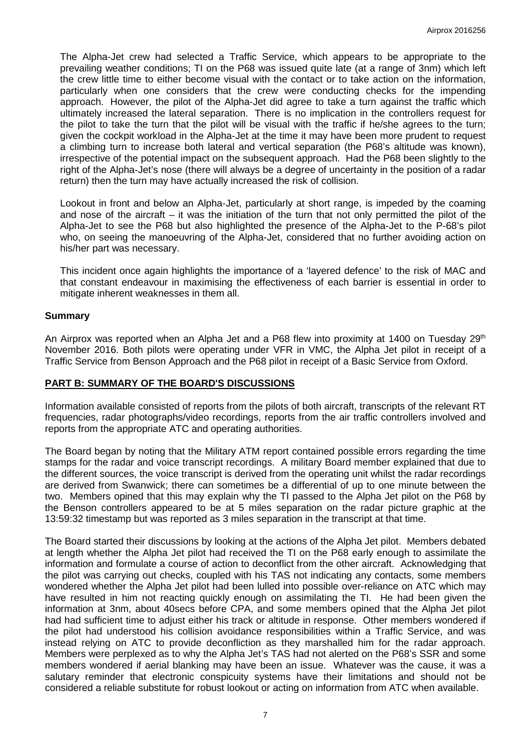The Alpha-Jet crew had selected a Traffic Service, which appears to be appropriate to the prevailing weather conditions; TI on the P68 was issued quite late (at a range of 3nm) which left the crew little time to either become visual with the contact or to take action on the information, particularly when one considers that the crew were conducting checks for the impending approach. However, the pilot of the Alpha-Jet did agree to take a turn against the traffic which ultimately increased the lateral separation. There is no implication in the controllers request for the pilot to take the turn that the pilot will be visual with the traffic if he/she agrees to the turn; given the cockpit workload in the Alpha-Jet at the time it may have been more prudent to request a climbing turn to increase both lateral and vertical separation (the P68's altitude was known), irrespective of the potential impact on the subsequent approach. Had the P68 been slightly to the right of the Alpha-Jet's nose (there will always be a degree of uncertainty in the position of a radar return) then the turn may have actually increased the risk of collision.

Lookout in front and below an Alpha-Jet, particularly at short range, is impeded by the coaming and nose of the aircraft – it was the initiation of the turn that not only permitted the pilot of the Alpha-Jet to see the P68 but also highlighted the presence of the Alpha-Jet to the P-68's pilot who, on seeing the manoeuvring of the Alpha-Jet, considered that no further avoiding action on his/her part was necessary.

This incident once again highlights the importance of a 'layered defence' to the risk of MAC and that constant endeavour in maximising the effectiveness of each barrier is essential in order to mitigate inherent weaknesses in them all.

## Summary

An Airprox was reported when an Alpha Jet and a P68 flew into proximity at 1400 on Tuesday 29th November 2016. Both pilots were operating under VFR in VMC, the Alpha Jet pilot in receipt of a Traffic Service from Benson Approach and the P68 pilot in receipt of a Basic Service from Oxford.

## PART B: SUMMARY OF THE BOARD'S DISCUSSIONS

Information available consisted of reports from the pilots of both aircraft, transcripts of the relevant RT frequencies, radar photographs/video recordings, reports from the air traffic controllers involved and reports from the appropriate ATC and operating authorities.

The Board began by noting that the Military ATM report contained possible errors regarding the time stamps for the radar and voice transcript recordings. A military Board member explained that due to the different sources, the voice transcript is derived from the operating unit whilst the radar recordings are derived from Swanwick; there can sometimes be a differential of up to one minute between the two. Members opined that this may explain why the TI passed to the Alpha Jet pilot on the P68 by the Benson controllers appeared to be at 5 miles separation on the radar picture graphic at the 13:59:32 timestamp but was reported as 3 miles separation in the transcript at that time.

The Board started their discussions by looking at the actions of the Alpha Jet pilot. Members debated at length whether the Alpha Jet pilot had received the TI on the P68 early enough to assimilate the information and formulate a course of action to deconflict from the other aircraft. Acknowledging that the pilot was carrying out checks, coupled with his TAS not indicating any contacts, some members wondered whether the Alpha Jet pilot had been lulled into possible over-reliance on ATC which may have resulted in him not reacting quickly enough on assimilating the TI. He had been given the information at 3nm, about 40secs before CPA, and some members opined that the Alpha Jet pilot had had sufficient time to adjust either his track or altitude in response. Other members wondered if the pilot had understood his collision avoidance responsibilities within a Traffic Service, and was instead relying on ATC to provide deconfliction as they marshalled him for the radar approach. Members were perplexed as to why the Alpha Jet's TAS had not alerted on the P68's SSR and some members wondered if aerial blanking may have been an issue. Whatever was the cause, it was a salutary reminder that electronic conspicuity systems have their limitations and should not be considered a reliable substitute for robust lookout or acting on information from ATC when available.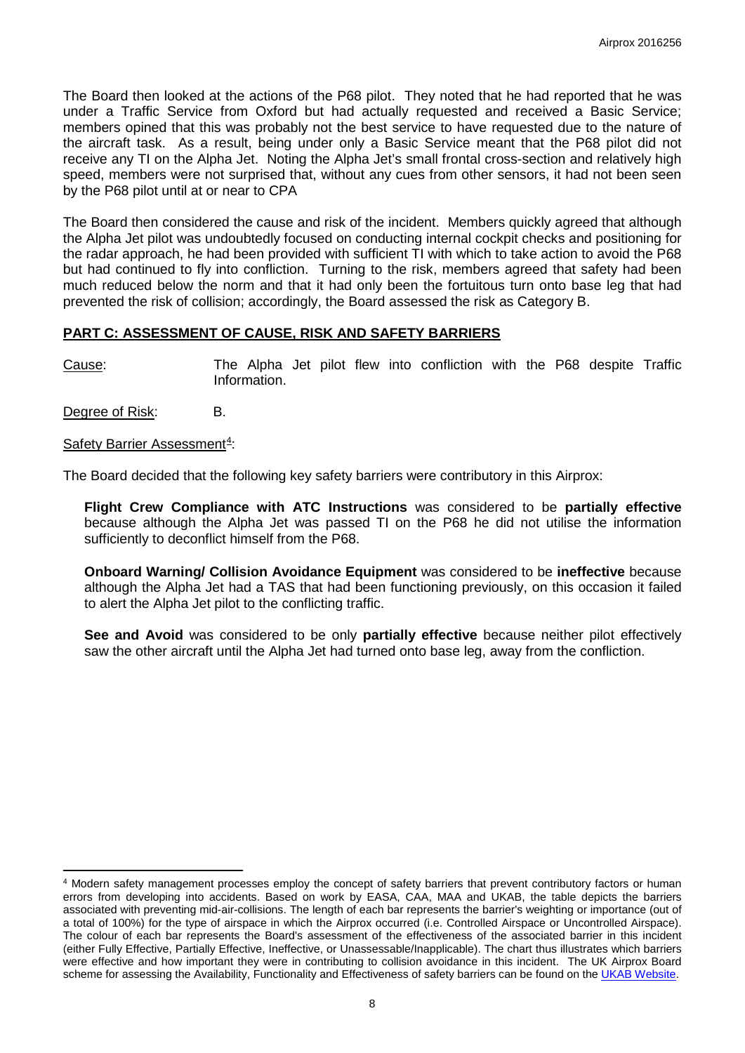The Board then looked at the actions of the P68 pilot. They noted that he had reported that he was under a Traffic Service from Oxford but had actually requested and received a Basic Service; members opined that this was probably not the best service to have requested due to the nature of the aircraft task. As a result, being under only a Basic Service meant that the P68 pilot did not receive any TI on the Alpha Jet. Noting the Alpha Jet's small frontal cross-section and relatively high speed, members were not surprised that, without any cues from other sensors, it had not been seen by the P68 pilot until at or near to CPA

The Board then considered the cause and risk of the incident. Members quickly agreed that although the Alpha Jet pilot was undoubtedly focused on conducting internal cockpit checks and positioning for the radar approach, he had been provided with sufficient TI with which to take action to avoid the P68 but had continued to fly into confliction. Turning to the risk, members agreed that safety had been much reduced below the norm and that it had only been the fortuitous turn onto base leg that had prevented the risk of collision; accordingly, the Board assessed the risk as Category B.

## PART C: ASSESSMENT OF CAUSE, RISK AND SAFETY BARRIERS

Cause: The Alpha Jet pilot flew into confliction with the P68 despite Traffic Information.

Degree of Risk: B.

Safety Barrier Assessment[4]:

The Board decided that the following key safety barriers were contributory in this Airprox:

**Flight Crew Compliance with ATC Instructions** was considered to be **partially effective** because although the Alpha Jet was passed TI on the P68 he did not utilise the information sufficiently to deconflict himself from the P68.

**Onboard Warning/ Collision Avoidance Equipment** was considered to be **ineffective** because although the Alpha Jet had a TAS that had been functioning previously, on this occasion it failed to alert the Alpha Jet pilot to the conflicting traffic.

**See and Avoid** was considered to be only **partially effective** because neither pilot effectively saw the other aircraft until the Alpha Jet had turned onto base leg, away from the confliction.

---

[4] Modern safety management processes employ the concept of safety barriers that prevent contributory factors or human errors from developing into accidents. Based on work by EASA, CAA, MAA and UKAB, the table depicts the barriers associated with preventing mid-air-collisions. The length of each bar represents the barrier's weighting or importance (out of a total of 100%) for the type of airspace in which the Airprox occurred (i.e. Controlled Airspace or Uncontrolled Airspace). The colour of each bar represents the Board's assessment of the effectiveness of the associated barrier in this incident (either Fully Effective, Partially Effective, Ineffective, or Unassessable/Inapplicable). The chart thus illustrates which barriers were effective and how important they were in contributing to collision avoidance in this incident. The UK Airprox Board scheme for assessing the Availability, Functionality and Effectiveness of safety barriers can be found on the UKAB Website.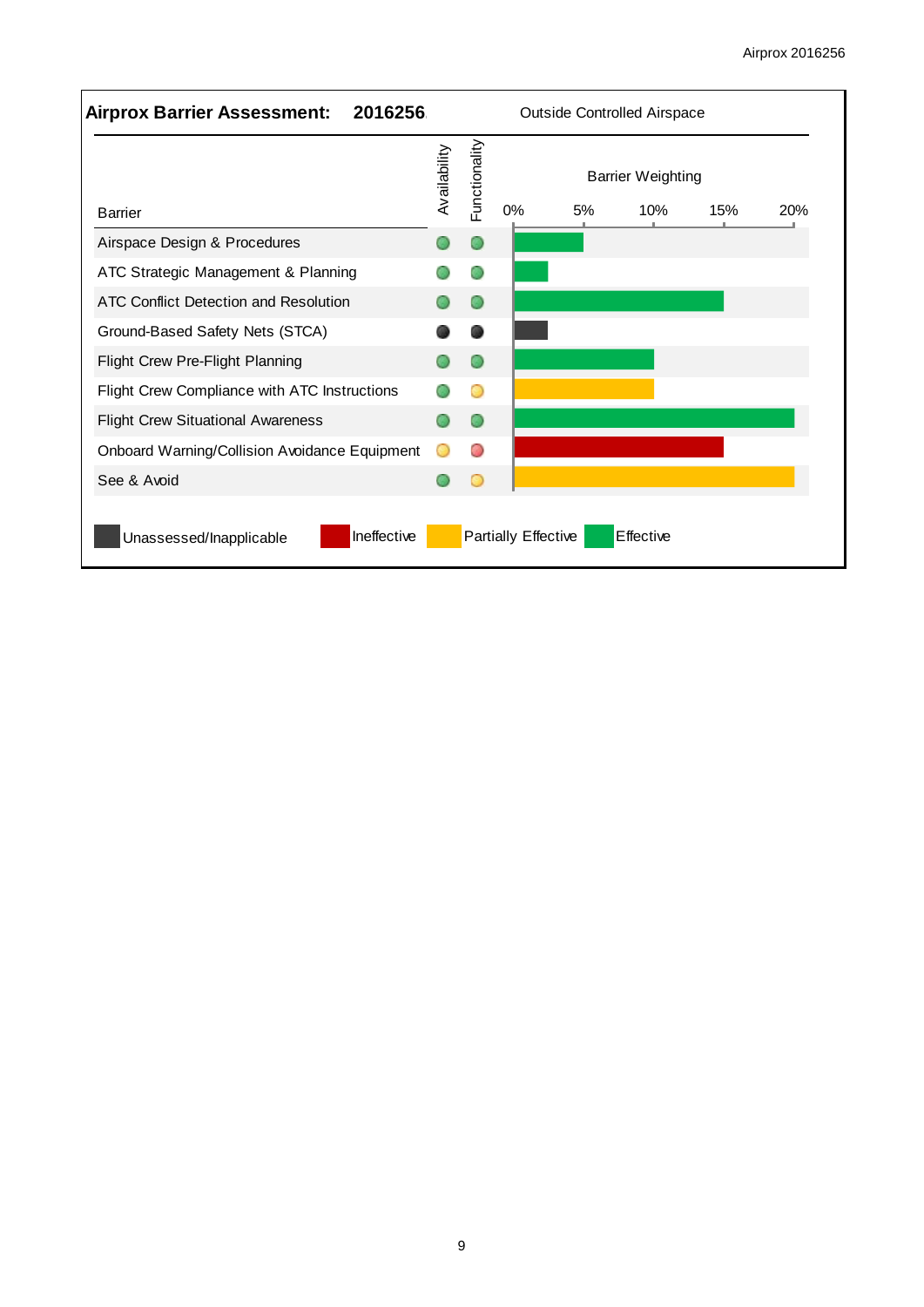**Airprox Barrier Assessment: 2016256**

Outside Controlled Airspace

Barrier

Availability

Functionality

Barrier Weighting

0% 5% 10% 15% 20%

Airspace Design & Procedures

ATC Strategic Management & Planning

ATC Conflict Detection and Resolution

Ground-Based Safety Nets (STCA)

Flight Crew Pre-Flight Planning

Flight Crew Compliance with ATC Instructions

Flight Crew Situational Awareness

Onboard Warning/Collision Avoidance Equipment

See & Avoid

Unassessed/Inapplicable Ineffective Partially Effective Effective